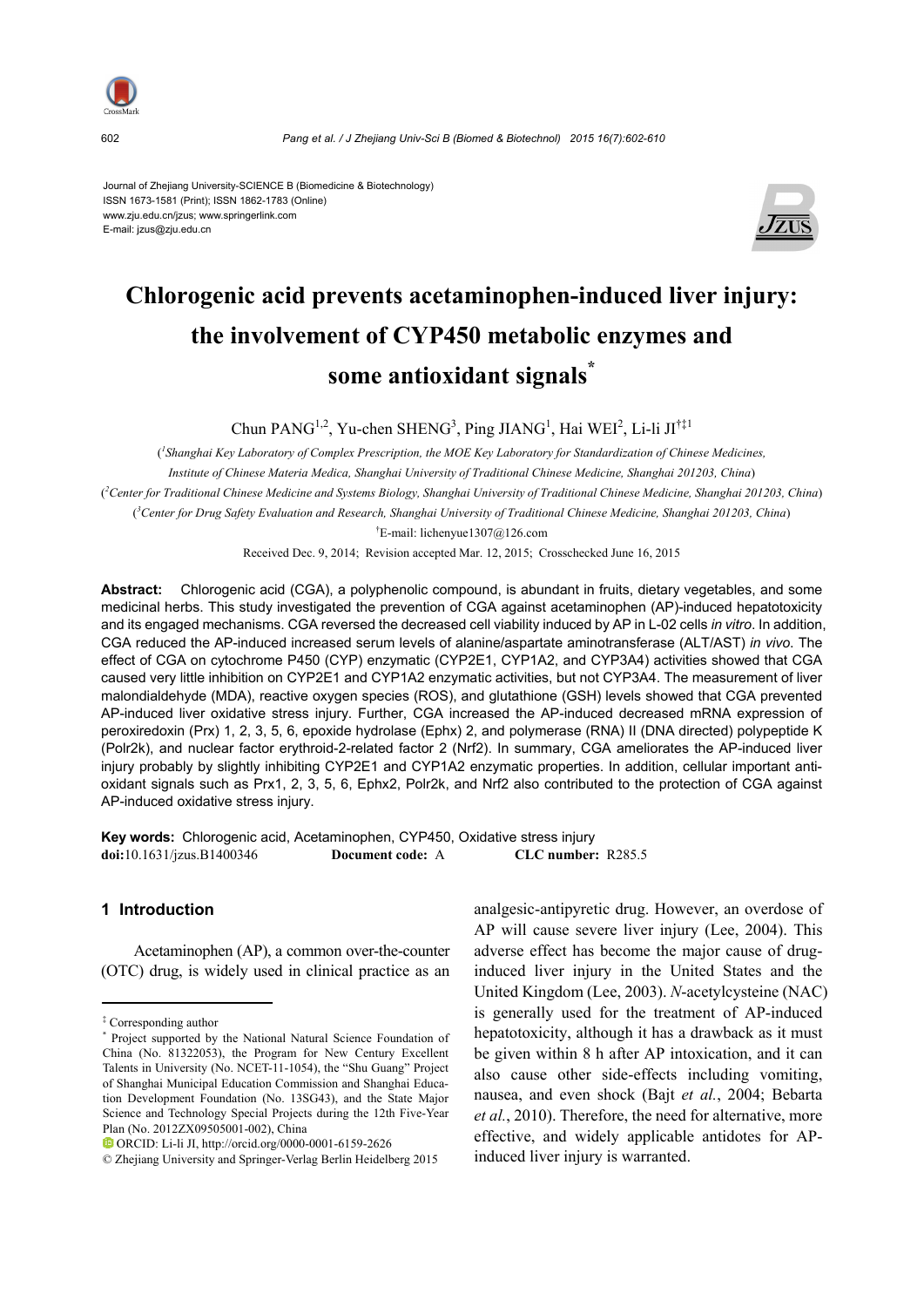Journal of Zhejiang University-SCIENCE B (Biomedicine & Biotechnology)
ISSN 1673-1581 (Print); ISSN 1862-1783 (Online)
www.zju.edu.cn/jzus; www.springerlink.com
E-mail: jzus@zju.edu.cn

# Chlorogenic acid prevents acetaminophen-induced liver injury: the involvement of CYP450 metabolic enzymes and some antioxidant signals[*]

Chun PANG[1,2], Yu-chen SHENG[3], Ping JIANG[1], Hai WEI[2], Li-li JI[†‡1]

([1]Shanghai Key Laboratory of Complex Prescription, the MOE Key Laboratory for Standardization of Chinese Medicines, Institute of Chinese Materia Medica, Shanghai University of Traditional Chinese Medicine, Shanghai 201203, China)

([2]Center for Traditional Chinese Medicine and Systems Biology, Shanghai University of Traditional Chinese Medicine, Shanghai 201203, China)

([3]Center for Drug Safety Evaluation and Research, Shanghai University of Traditional Chinese Medicine, Shanghai 201203, China)

[†]E-mail: lichenyue1307@126.com

Received Dec. 9, 2014; Revision accepted Mar. 12, 2015; Crosschecked June 16, 2015

**Abstract:** Chlorogenic acid (CGA), a polyphenolic compound, is abundant in fruits, dietary vegetables, and some medicinal herbs. This study investigated the prevention of CGA against acetaminophen (AP)-induced hepatotoxicity and its engaged mechanisms. CGA reversed the decreased cell viability induced by AP in L-02 cells *in vitro*. In addition, CGA reduced the AP-induced increased serum levels of alanine/aspartate aminotransferase (ALT/AST) *in vivo*. The effect of CGA on cytochrome P450 (CYP) enzymatic (CYP2E1, CYP1A2, and CYP3A4) activities showed that CGA caused very little inhibition on CYP2E1 and CYP1A2 enzymatic activities, but not CYP3A4. The measurement of liver malondialdehyde (MDA), reactive oxygen species (ROS), and glutathione (GSH) levels showed that CGA prevented AP-induced liver oxidative stress injury. Further, CGA increased the AP-induced decreased mRNA expression of peroxiredoxin (Prx) 1, 2, 3, 5, 6, epoxide hydrolase (Ephx) 2, and polymerase (RNA) II (DNA directed) polypeptide K (Polr2k), and nuclear factor erythroid-2-related factor 2 (Nrf2). In summary, CGA ameliorates the AP-induced liver injury probably by slightly inhibiting CYP2E1 and CYP1A2 enzymatic properties. In addition, cellular important antioxidant signals such as Prx1, 2, 3, 5, 6, Ephx2, Polr2k, and Nrf2 also contributed to the protection of CGA against AP-induced oxidative stress injury.

**Key words:** Chlorogenic acid, Acetaminophen, CYP450, Oxidative stress injury
**doi:**10.1631/jzus.B1400346 **Document code:** A **CLC number:** R285.5

## 1 Introduction

Acetaminophen (AP), a common over-the-counter (OTC) drug, is widely used in clinical practice as an analgesic-antipyretic drug. However, an overdose of AP will cause severe liver injury (Lee, 2004). This adverse effect has become the major cause of drug-induced liver injury in the United States and the United Kingdom (Lee, 2003). *N*-acetylcysteine (NAC) is generally used for the treatment of AP-induced hepatotoxicity, although it has a drawback as it must be given within 8 h after AP intoxication, and it can also cause other side-effects including vomiting, nausea, and even shock (Bajt *et al.*, 2004; Bebarta *et al.*, 2010). Therefore, the need for alternative, more effective, and widely applicable antidotes for AP-induced liver injury is warranted.

---

[‡] Corresponding author

[*] Project supported by the National Natural Science Foundation of China (No. 81322053), the Program for New Century Excellent Talents in University (No. NCET-11-1054), the "Shu Guang" Project of Shanghai Municipal Education Commission and Shanghai Education Development Foundation (No. 13SG43), and the State Major Science and Technology Special Projects during the 12th Five-Year Plan (No. 2012ZX09505001-002), China

ORCID: Li-li JI, http://orcid.org/0000-0001-6159-2626

© Zhejiang University and Springer-Verlag Berlin Heidelberg 2015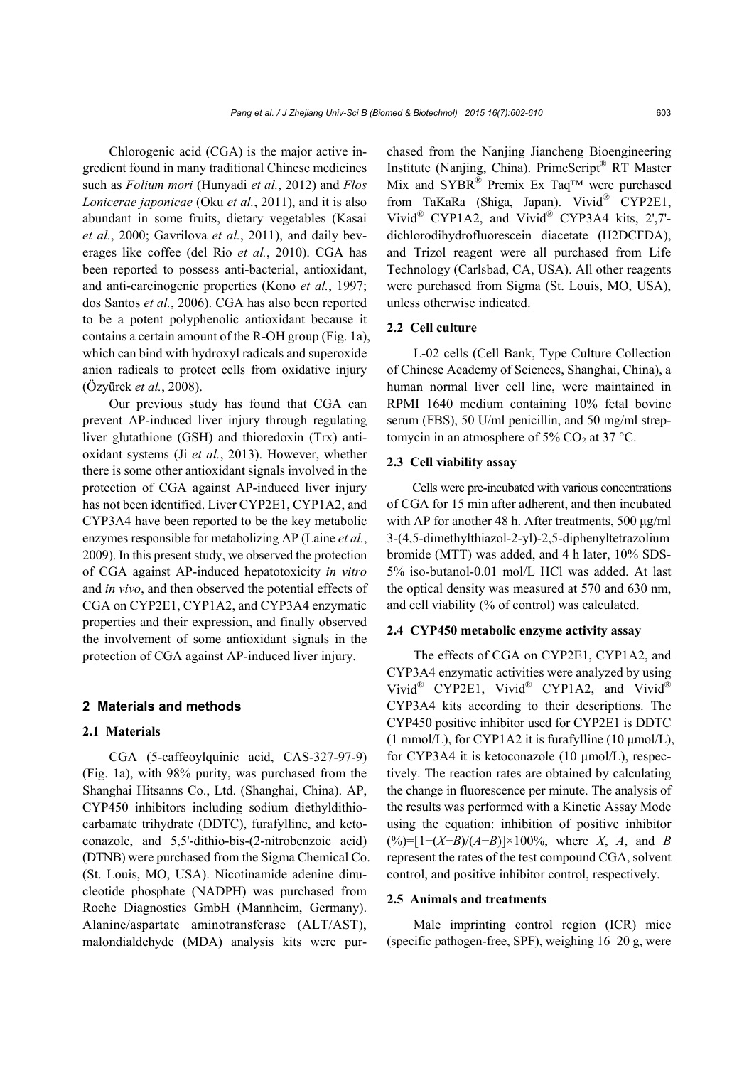Chlorogenic acid (CGA) is the major active ingredient found in many traditional Chinese medicines such as *Folium mori* (Hunyadi *et al.*, 2012) and *Flos Lonicerae japonicae* (Oku *et al.*, 2011), and it is also abundant in some fruits, dietary vegetables (Kasai *et al.*, 2000; Gavrilova *et al.*, 2011), and daily beverages like coffee (del Rio *et al.*, 2010). CGA has been reported to possess anti-bacterial, antioxidant, and anti-carcinogenic properties (Kono *et al.*, 1997; dos Santos *et al.*, 2006). CGA has also been reported to be a potent polyphenolic antioxidant because it contains a certain amount of the R-OH group (Fig. 1a), which can bind with hydroxyl radicals and superoxide anion radicals to protect cells from oxidative injury (Özyürek *et al.*, 2008).

Our previous study has found that CGA can prevent AP-induced liver injury through regulating liver glutathione (GSH) and thioredoxin (Trx) antioxidant systems (Ji *et al.*, 2013). However, whether there is some other antioxidant signals involved in the protection of CGA against AP-induced liver injury has not been identified. Liver CYP2E1, CYP1A2, and CYP3A4 have been reported to be the key metabolic enzymes responsible for metabolizing AP (Laine *et al.*, 2009). In this present study, we observed the protection of CGA against AP-induced hepatotoxicity *in vitro* and *in vivo*, and then observed the potential effects of CGA on CYP2E1, CYP1A2, and CYP3A4 enzymatic properties and their expression, and finally observed the involvement of some antioxidant signals in the protection of CGA against AP-induced liver injury.

## 2 Materials and methods

### 2.1 Materials

CGA (5-caffeoylquinic acid, CAS-327-97-9) (Fig. 1a), with 98% purity, was purchased from the Shanghai Hitsanns Co., Ltd. (Shanghai, China). AP, CYP450 inhibitors including sodium diethyldithiocarbamate trihydrate (DDTC), furafylline, and ketoconazole, and 5,5'-dithio-bis-(2-nitrobenzoic acid) (DTNB) were purchased from the Sigma Chemical Co. (St. Louis, MO, USA). Nicotinamide adenine dinucleotide phosphate (NADPH) was purchased from Roche Diagnostics GmbH (Mannheim, Germany). Alanine/aspartate aminotransferase (ALT/AST), malondialdehyde (MDA) analysis kits were purchased from the Nanjing Jiancheng Bioengineering Institute (Nanjing, China). PrimeScript® RT Master Mix and SYBR® Premix Ex Taq™ were purchased from TaKaRa (Shiga, Japan). Vivid® CYP2E1, Vivid® CYP1A2, and Vivid® CYP3A4 kits, 2',7'-dichlorodihydrofluorescein diacetate (H2DCFDA), and Trizol reagent were all purchased from Life Technology (Carlsbad, CA, USA). All other reagents were purchased from Sigma (St. Louis, MO, USA), unless otherwise indicated.

### 2.2 Cell culture

L-02 cells (Cell Bank, Type Culture Collection of Chinese Academy of Sciences, Shanghai, China), a human normal liver cell line, were maintained in RPMI 1640 medium containing 10% fetal bovine serum (FBS), 50 U/ml penicillin, and 50 mg/ml streptomycin in an atmosphere of 5% $CO_2$ at 37 °C.

### 2.3 Cell viability assay

Cells were pre-incubated with various concentrations of CGA for 15 min after adherent, and then incubated with AP for another 48 h. After treatments, 500 μg/ml 3-(4,5-dimethylthiazol-2-yl)-2,5-diphenyltetrazolium bromide (MTT) was added, and 4 h later, 10% SDS-5% iso-butanol-0.01 mol/L HCl was added. At last the optical density was measured at 570 and 630 nm, and cell viability (% of control) was calculated.

### 2.4 CYP450 metabolic enzyme activity assay

The effects of CGA on CYP2E1, CYP1A2, and CYP3A4 enzymatic activities were analyzed by using Vivid® CYP2E1, Vivid® CYP1A2, and Vivid® CYP3A4 kits according to their descriptions. The CYP450 positive inhibitor used for CYP2E1 is DDTC (1 mmol/L), for CYP1A2 it is furafylline (10 μmol/L), for CYP3A4 it is ketoconazole (10 μmol/L), respectively. The reaction rates are obtained by calculating the change in fluorescence per minute. The analysis of the results was performed with a Kinetic Assay Mode using the equation: inhibition of positive inhibitor (%)=$[1-(X-B)/(A-B)]\times100\%$, where $X$, $A$, and $B$ represent the rates of the test compound CGA, solvent control, and positive inhibitor control, respectively.

### 2.5 Animals and treatments

Male imprinting control region (ICR) mice (specific pathogen-free, SPF), weighing 16–20 g, were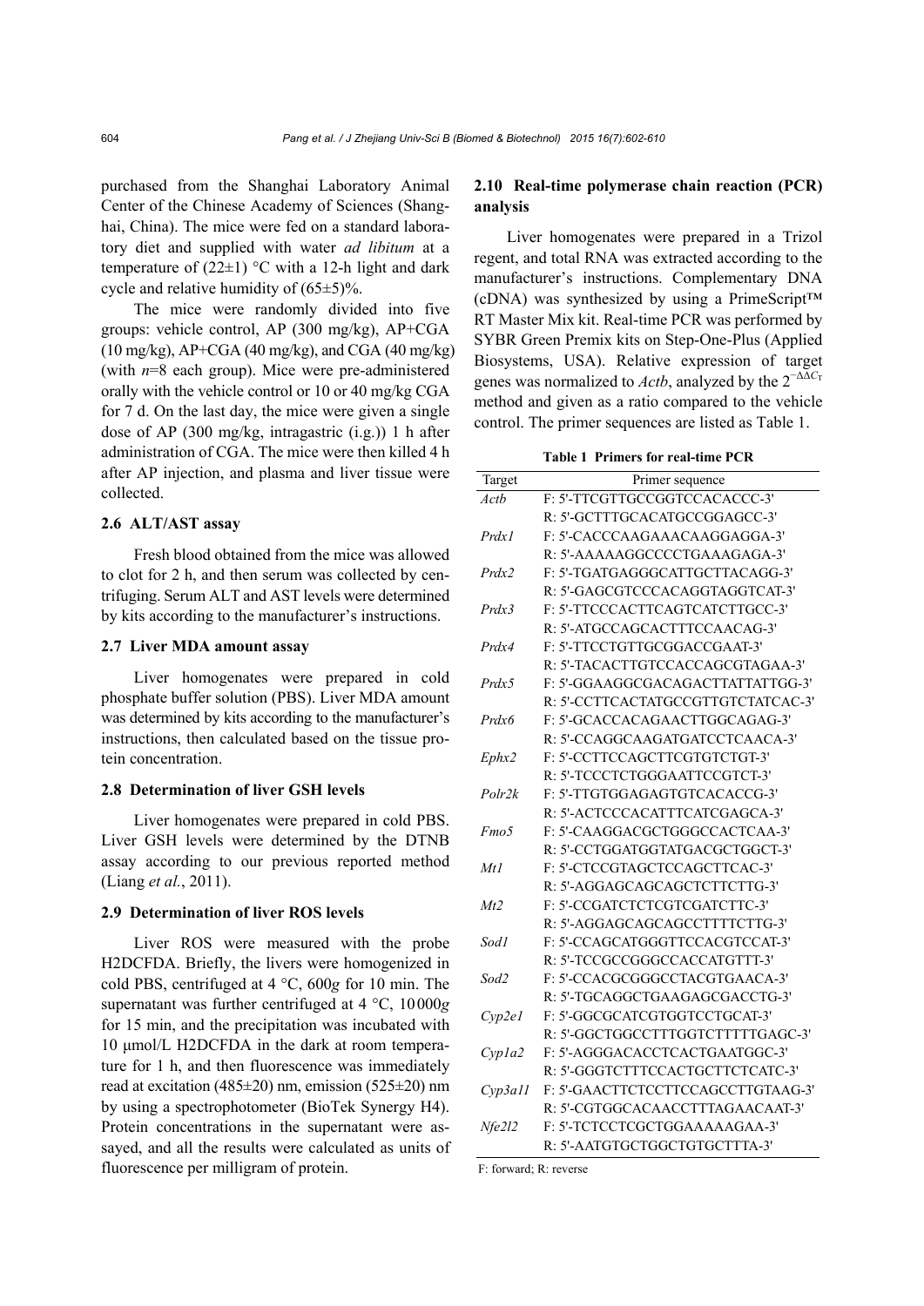purchased from the Shanghai Laboratory Animal Center of the Chinese Academy of Sciences (Shanghai, China). The mice were fed on a standard laboratory diet and supplied with water *ad libitum* at a temperature of (22±1) °C with a 12-h light and dark cycle and relative humidity of (65±5)%.

The mice were randomly divided into five groups: vehicle control, AP (300 mg/kg), AP+CGA (10 mg/kg), AP+CGA (40 mg/kg), and CGA (40 mg/kg) (with *n*=8 each group). Mice were pre-administered orally with the vehicle control or 10 or 40 mg/kg CGA for 7 d. On the last day, the mice were given a single dose of AP (300 mg/kg, intragastric (i.g.)) 1 h after administration of CGA. The mice were then killed 4 h after AP injection, and plasma and liver tissue were collected.

### 2.6 ALT/AST assay

Fresh blood obtained from the mice was allowed to clot for 2 h, and then serum was collected by centrifuging. Serum ALT and AST levels were determined by kits according to the manufacturer's instructions.

### 2.7 Liver MDA amount assay

Liver homogenates were prepared in cold phosphate buffer solution (PBS). Liver MDA amount was determined by kits according to the manufacturer's instructions, then calculated based on the tissue protein concentration.

### 2.8 Determination of liver GSH levels

Liver homogenates were prepared in cold PBS. Liver GSH levels were determined by the DTNB assay according to our previous reported method (Liang *et al.*, 2011).

### 2.9 Determination of liver ROS levels

Liver ROS were measured with the probe H2DCFDA. Briefly, the livers were homogenized in cold PBS, centrifuged at 4 °C, 600*g* for 10 min. The supernatant was further centrifuged at 4 °C, 10 000*g* for 15 min, and the precipitation was incubated with 10 μmol/L H2DCFDA in the dark at room temperature for 1 h, and then fluorescence was immediately read at excitation (485±20) nm, emission (525±20) nm by using a spectrophotometer (BioTek Synergy H4). Protein concentrations in the supernatant were assayed, and all the results were calculated as units of fluorescence per milligram of protein.

### 2.10 Real-time polymerase chain reaction (PCR) analysis

Liver homogenates were prepared in a Trizol regent, and total RNA was extracted according to the manufacturer's instructions. Complementary DNA (cDNA) was synthesized by using a PrimeScript™ RT Master Mix kit. Real-time PCR was performed by SYBR Green Premix kits on Step-One-Plus (Applied Biosystems, USA). Relative expression of target genes was normalized to *Actb*, analyzed by the $2^{-\Delta\Delta C_T}$ method and given as a ratio compared to the vehicle control. The primer sequences are listed as Table 1.

**Table 1 Primers for real-time PCR**

| Target | Primer sequence |
|---|---|
| *Actb* | F: 5'-TTCGTTGCCGGTCCACACCC-3' |
| | R: 5'-GCTTTGCACATGCCGGAGCC-3' |
| *Prdx1* | F: 5'-CACCCAAGAAACAAGGAGGA-3' |
| | R: 5'-AAAAAGGCCCCTGAAAGAGA-3' |
| *Prdx2* | F: 5'-TGATGAGGGCATTGCTTACAGG-3' |
| | R: 5'-GAGCGTCCCACAGGTAGGTCAT-3' |
| *Prdx3* | F: 5'-TTCCCACTTCAGTCATCTTGCC-3' |
| | R: 5'-ATGCCAGCACTTTCCAACAG-3' |
| *Prdx4* | F: 5'-TTCCTGTTGCGGACCGAAT-3' |
| | R: 5'-TACACTTGTCCACCAGCGTAGAA-3' |
| *Prdx5* | F: 5'-GGAAGGCGACAGACTTATTATTGG-3' |
| | R: 5'-CCTTCACTATGCCGTTGTCTATCAC-3' |
| *Prdx6* | F: 5'-GCACCACAGAACTTGGCAGAG-3' |
| | R: 5'-CCAGGCAAGATGATCCTCAACA-3' |
| *Ephx2* | F: 5'-CCTTCCAGCTTCGTGTCTGT-3' |
| | R: 5'-TCCCTCTGGGAATTCCGTCT-3' |
| *Polr2k* | F: 5'-TTGTGGAGAGTGTCACACCG-3' |
| | R: 5'-ACTCCCACATTTCATCGAGCA-3' |
| *Fmo5* | F: 5'-CAAGGACGCTGGGCCACTCAA-3' |
| | R: 5'-CCTGGATGGTATGACGCTGGCT-3' |
| *Mt1* | F: 5'-CTCCGTAGCTCCAGCTTCAC-3' |
| | R: 5'-AGGAGCAGCAGCTCTTCTTG-3' |
| *Mt2* | F: 5'-CCGATCTCTCGTCGATCTTC-3' |
| | R: 5'-AGGAGCAGCAGCCTTTTCTTG-3' |
| *Sod1* | F: 5'-CCAGCATGGGTTCCACGTCCAT-3' |
| | R: 5'-TCCGCCGGGCCACCATGTTT-3' |
| *Sod2* | F: 5'-CCACGCGGGCCTACGTGAACA-3' |
| | R: 5'-TGCAGGCTGAAGAGCGACCTG-3' |
| *Cyp2e1* | F: 5'-GGCGCATCGTGGTCCTGCAT-3' |
| | R: 5'-GGCTGGCCTTTGGTCTTTTTGAGC-3' |
| *Cyp1a2* | F: 5'-AGGGACACCTCACTGAATGGC-3' |
| | R: 5'-GGGTCTTTCCACTGCTTCTCATC-3' |
| *Cyp3a11* | F: 5'-GAACTTCTCCTTCCAGCCTTGTAAG-3' |
| | R: 5'-CGTGGCACAACCTTTAGAACAAT-3' |
| *Nfe2l2* | F: 5'-TCTCCTCGCTGGAAAAAGAA-3' |
| | R: 5'-AATGTGCTGGCTGTGCTTTA-3' |

F: forward; R: reverse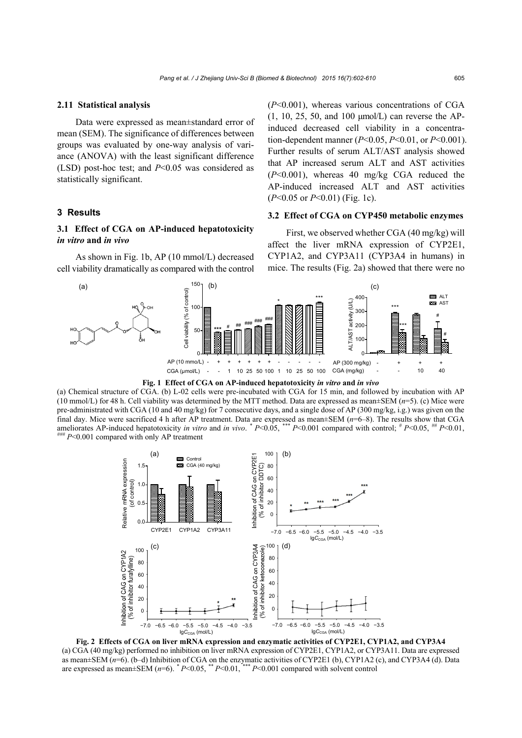### 2.11 Statistical analysis

Data were expressed as mean±standard error of mean (SEM). The significance of differences between groups was evaluated by one-way analysis of variance (ANOVA) with the least significant difference (LSD) post-hoc test; and $P<0.05$ was considered as statistically significant.

## 3 Results

### 3.1 Effect of CGA on AP-induced hepatotoxicity *in vitro* and *in vivo*

As shown in Fig. 1b, AP (10 mmol/L) decreased cell viability dramatically as compared with the control ($P<0.001$), whereas various concentrations of CGA (1, 10, 25, 50, and 100 μmol/L) can reverse the AP-induced decreased cell viability in a concentration-dependent manner ($P<0.05$, $P<0.01$, or $P<0.001$). Further results of serum ALT/AST analysis showed that AP increased serum ALT and AST activities ($P<0.001$), whereas 40 mg/kg CGA reduced the AP-induced increased ALT and AST activities ($P<0.05$ or $P<0.01$) (Fig. 1c).

### 3.2 Effect of CGA on CYP450 metabolic enzymes

First, we observed whether CGA (40 mg/kg) will affect the liver mRNA expression of CYP2E1, CYP1A2, and CYP3A11 (CYP3A4 in humans) in mice. The results (Fig. 2a) showed that there were no

**Fig. 1 Effect of CGA on AP-induced hepatotoxicity *in vitro* and *in vivo***

(a) Chemical structure of CGA. (b) L-02 cells were pre-incubated with CGA for 15 min, and followed by incubation with AP (10 mmol/L) for 48 h. Cell viability was determined by the MTT method. Data are expressed as mean±SEM ($n$=5). (c) Mice were pre-administrated with CGA (10 and 40 mg/kg) for 7 consecutive days, and a single dose of AP (300 mg/kg, i.g.) was given on the final day. Mice were sacrificed 4 h after AP treatment. Data are expressed as mean±SEM ($n$=6–8). The results show that CGA ameliorates AP-induced hepatotoxicity *in vitro* and *in vivo*. * $P<0.05$, *** $P<0.001$ compared with control; # $P<0.05$, ## $P<0.01$, ### $P<0.001$ compared with only AP treatment

**Fig. 2 Effects of CGA on liver mRNA expression and enzymatic activities of CYP2E1, CYP1A2, and CYP3A4**

(a) CGA (40 mg/kg) performed no inhibition on liver mRNA expression of CYP2E1, CYP1A2, or CYP3A11. Data are expressed as mean±SEM ($n$=6). (b–d) Inhibition of CGA on the enzymatic activities of CYP2E1 (b), CYP1A2 (c), and CYP3A4 (d). Data are expressed as mean±SEM ($n$=6). * $P<0.05$, ** $P<0.01$, *** $P<0.001$ compared with solvent control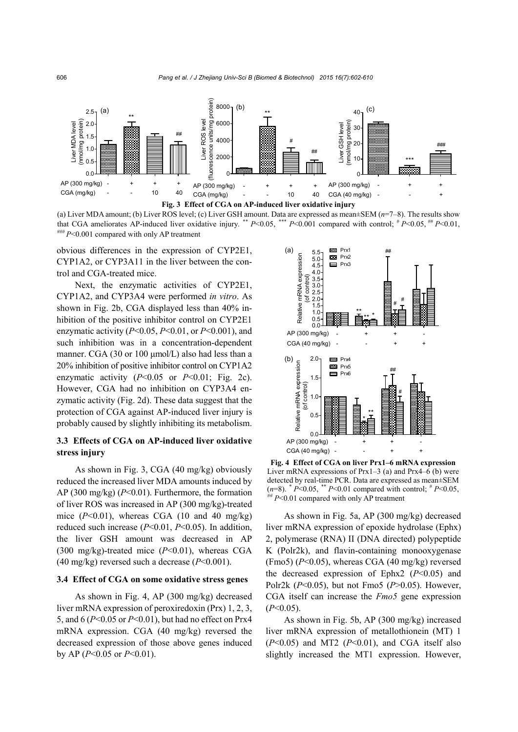**Fig. 3 Effect of CGA on AP-induced liver oxidative injury**

(a) Liver MDA amount; (b) Liver ROS level; (c) Liver GSH amount. Data are expressed as mean±SEM ($n$=7–8). The results show that CGA ameliorates AP-induced liver oxidative injury. ** $P$<0.05, *** $P$<0.001 compared with control; # $P$<0.05, ## $P$<0.01, ### $P$<0.001 compared with only AP treatment

obvious differences in the expression of CYP2E1, CYP1A2, or CYP3A11 in the liver between the control and CGA-treated mice.

Next, the enzymatic activities of CYP2E1, CYP1A2, and CYP3A4 were performed *in vitro*. As shown in Fig. 2b, CGA displayed less than 40% inhibition of the positive inhibitor control on CYP2E1 enzymatic activity ($P$<0.05, $P$<0.01, or $P$<0.001), and such inhibition was in a concentration-dependent manner. CGA (30 or 100 μmol/L) also had less than a 20% inhibition of positive inhibitor control on CYP1A2 enzymatic activity ($P$<0.05 or $P$<0.01; Fig. 2c). However, CGA had no inhibition on CYP3A4 enzymatic activity (Fig. 2d). These data suggest that the protection of CGA against AP-induced liver injury is probably caused by slightly inhibiting its metabolism.

### 3.3 Effects of CGA on AP-induced liver oxidative stress injury

As shown in Fig. 3, CGA (40 mg/kg) obviously reduced the increased liver MDA amounts induced by AP (300 mg/kg) ($P$<0.01). Furthermore, the formation of liver ROS was increased in AP (300 mg/kg)-treated mice ($P$<0.01), whereas CGA (10 and 40 mg/kg) reduced such increase ($P$<0.01, $P$<0.05). In addition, the liver GSH amount was decreased in AP (300 mg/kg)-treated mice ($P$<0.01), whereas CGA (40 mg/kg) reversed such a decrease ($P$<0.001).

### 3.4 Effect of CGA on some oxidative stress genes

As shown in Fig. 4, AP (300 mg/kg) decreased liver mRNA expression of peroxiredoxin (Prx) 1, 2, 3, 5, and 6 ($P$<0.05 or $P$<0.01), but had no effect on Prx4 mRNA expression. CGA (40 mg/kg) reversed the decreased expression of those above genes induced by AP ($P$<0.05 or $P$<0.01).

**Fig. 4 Effect of CGA on liver Prx1–6 mRNA expression**

Liver mRNA expressions of Prx1–3 (a) and Prx4–6 (b) were detected by real-time PCR. Data are expressed as mean±SEM ($n$=8). * $P$<0.05, ** $P$<0.01 compared with control; # $P$<0.05, ## $P$<0.01 compared with only AP treatment

As shown in Fig. 5a, AP (300 mg/kg) decreased liver mRNA expression of epoxide hydrolase (Ephx) 2, polymerase (RNA) II (DNA directed) polypeptide K (Polr2k), and flavin-containing monooxygenase (Fmo5) ($P$<0.05), whereas CGA (40 mg/kg) reversed the decreased expression of Ephx2 ($P$<0.05) and Polr2k ($P$<0.05), but not Fmo5 ($P$>0.05). However, CGA itself can increase the *Fmo5* gene expression ($P$<0.05).

As shown in Fig. 5b, AP (300 mg/kg) increased liver mRNA expression of metallothionein (MT) 1 ($P$<0.05) and MT2 ($P$<0.01), and CGA itself also slightly increased the MT1 expression. However,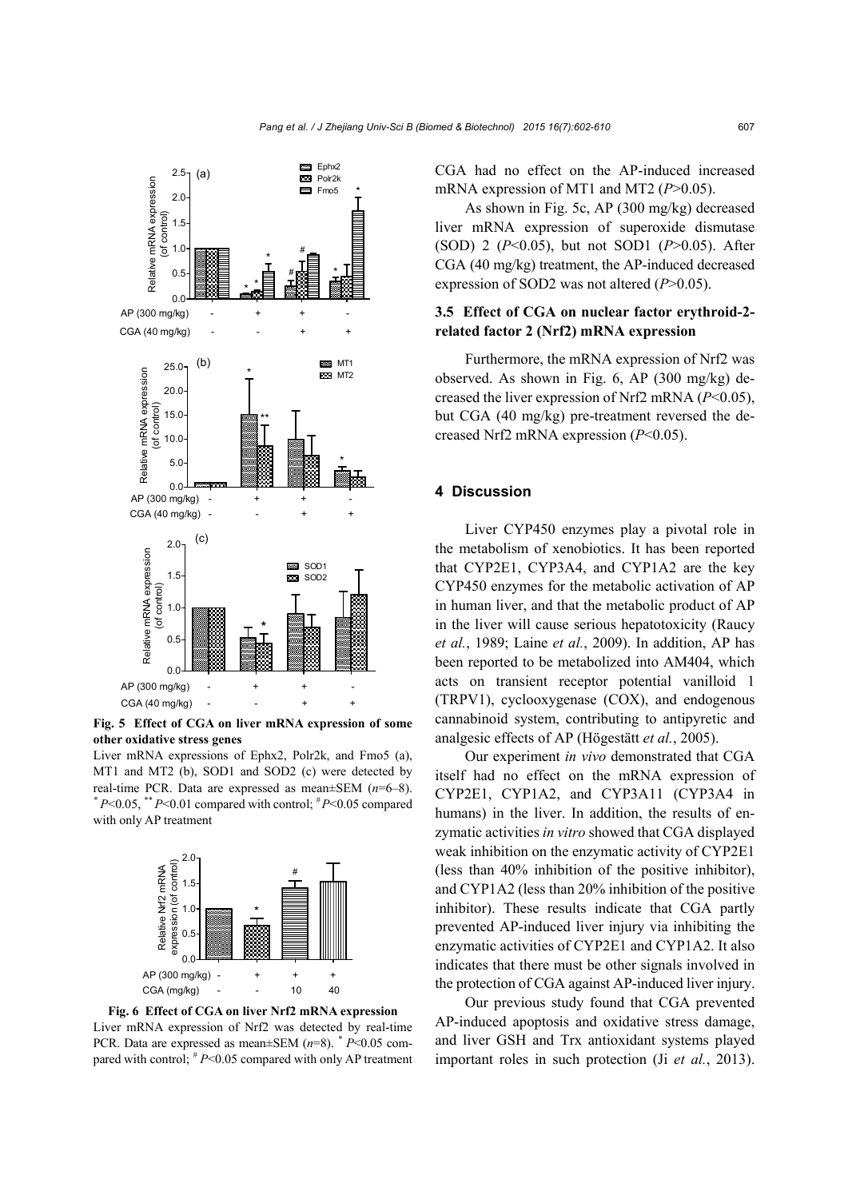**Fig. 5 Effect of CGA on liver mRNA expression of some other oxidative stress genes**

Liver mRNA expressions of Ephx2, Polr2k, and Fmo5 (a), MT1 and MT2 (b), SOD1 and SOD2 (c) were detected by real-time PCR. Data are expressed as mean±SEM ($n$=6–8). * $P$<0.05, ** $P$<0.01 compared with control; # $P$<0.05 compared with only AP treatment

**Fig. 6 Effect of CGA on liver Nrf2 mRNA expression**

Liver mRNA expression of Nrf2 was detected by real-time PCR. Data are expressed as mean±SEM ($n$=8). * $P$<0.05 compared with control; # $P$<0.05 compared with only AP treatment

CGA had no effect on the AP-induced increased mRNA expression of MT1 and MT2 ($P$>0.05).

As shown in Fig. 5c, AP (300 mg/kg) decreased liver mRNA expression of superoxide dismutase (SOD) 2 ($P$<0.05), but not SOD1 ($P$>0.05). After CGA (40 mg/kg) treatment, the AP-induced decreased expression of SOD2 was not altered ($P$>0.05).

### 3.5 Effect of CGA on nuclear factor erythroid-2-related factor 2 (Nrf2) mRNA expression

Furthermore, the mRNA expression of Nrf2 was observed. As shown in Fig. 6, AP (300 mg/kg) decreased the liver expression of Nrf2 mRNA ($P$<0.05), but CGA (40 mg/kg) pre-treatment reversed the decreased Nrf2 mRNA expression ($P$<0.05).

## 4 Discussion

Liver CYP450 enzymes play a pivotal role in the metabolism of xenobiotics. It has been reported that CYP2E1, CYP3A4, and CYP1A2 are the key CYP450 enzymes for the metabolic activation of AP in human liver, and that the metabolic product of AP in the liver will cause serious hepatotoxicity (Raucy *et al.*, 1989; Laine *et al.*, 2009). In addition, AP has been reported to be metabolized into AM404, which acts on transient receptor potential vanilloid 1 (TRPV1), cyclooxygenase (COX), and endogenous cannabinoid system, contributing to antipyretic and analgesic effects of AP (Högestätt *et al.*, 2005).

Our experiment *in vivo* demonstrated that CGA itself had no effect on the mRNA expression of CYP2E1, CYP1A2, and CYP3A11 (CYP3A4 in humans) in the liver. In addition, the results of enzymatic activities *in vitro* showed that CGA displayed weak inhibition on the enzymatic activity of CYP2E1 (less than 40% inhibition of the positive inhibitor), and CYP1A2 (less than 20% inhibition of the positive inhibitor). These results indicate that CGA partly prevented AP-induced liver injury via inhibiting the enzymatic activities of CYP2E1 and CYP1A2. It also indicates that there must be other signals involved in the protection of CGA against AP-induced liver injury.

Our previous study found that CGA prevented AP-induced apoptosis and oxidative stress damage, and liver GSH and Trx antioxidant systems played important roles in such protection (Ji *et al.*, 2013).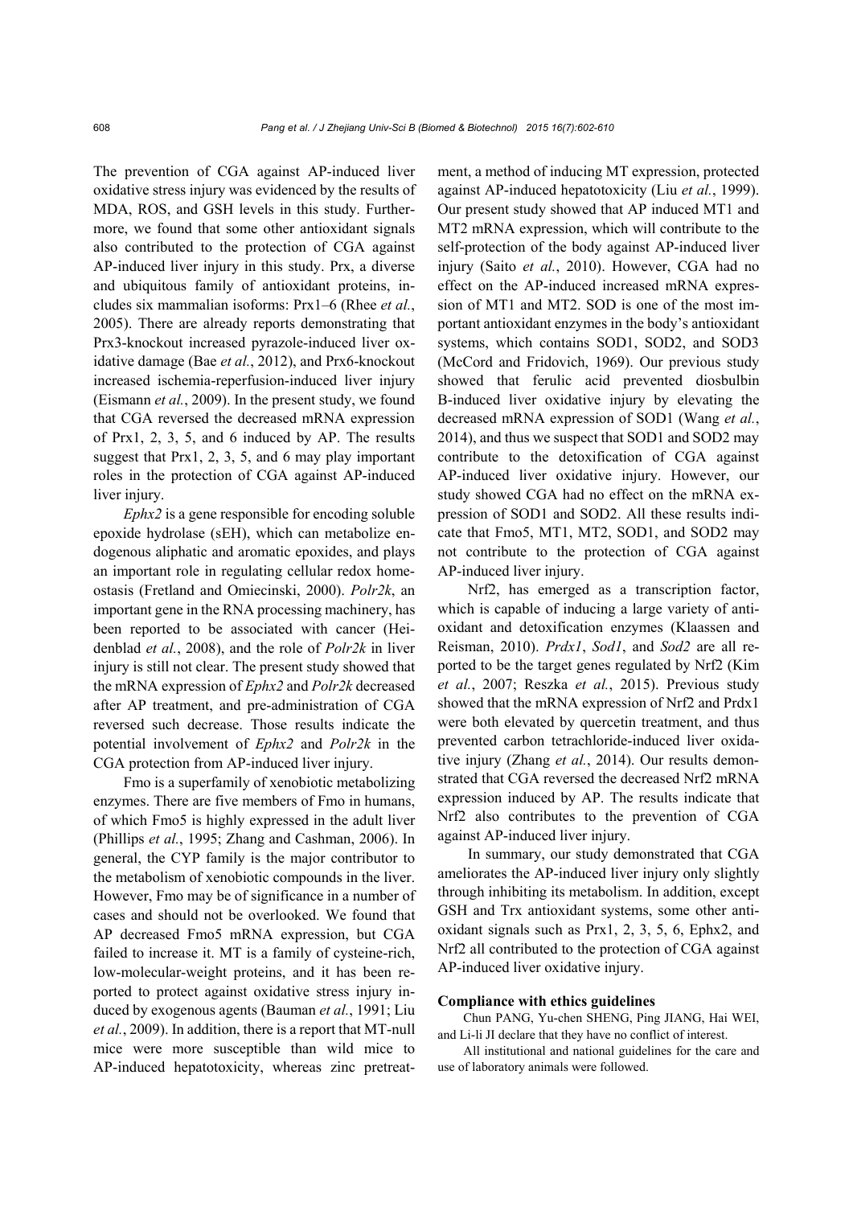The prevention of CGA against AP-induced liver oxidative stress injury was evidenced by the results of MDA, ROS, and GSH levels in this study. Furthermore, we found that some other antioxidant signals also contributed to the protection of CGA against AP-induced liver injury in this study. Prx, a diverse and ubiquitous family of antioxidant proteins, includes six mammalian isoforms: Prx1–6 (Rhee *et al.*, 2005). There are already reports demonstrating that Prx3-knockout increased pyrazole-induced liver oxidative damage (Bae *et al.*, 2012), and Prx6-knockout increased ischemia-reperfusion-induced liver injury (Eismann *et al.*, 2009). In the present study, we found that CGA reversed the decreased mRNA expression of Prx1, 2, 3, 5, and 6 induced by AP. The results suggest that Prx1, 2, 3, 5, and 6 may play important roles in the protection of CGA against AP-induced liver injury.

*Ephx2* is a gene responsible for encoding soluble epoxide hydrolase (sEH), which can metabolize endogenous aliphatic and aromatic epoxides, and plays an important role in regulating cellular redox homeostasis (Fretland and Omiecinski, 2000). *Polr2k*, an important gene in the RNA processing machinery, has been reported to be associated with cancer (Heidenblad *et al.*, 2008), and the role of *Polr2k* in liver injury is still not clear. The present study showed that the mRNA expression of *Ephx2* and *Polr2k* decreased after AP treatment, and pre-administration of CGA reversed such decrease. Those results indicate the potential involvement of *Ephx2* and *Polr2k* in the CGA protection from AP-induced liver injury.

Fmo is a superfamily of xenobiotic metabolizing enzymes. There are five members of Fmo in humans, of which Fmo5 is highly expressed in the adult liver (Phillips *et al.*, 1995; Zhang and Cashman, 2006). In general, the CYP family is the major contributor to the metabolism of xenobiotic compounds in the liver. However, Fmo may be of significance in a number of cases and should not be overlooked. We found that AP decreased Fmo5 mRNA expression, but CGA failed to increase it. MT is a family of cysteine-rich, low-molecular-weight proteins, and it has been reported to protect against oxidative stress injury induced by exogenous agents (Bauman *et al.*, 1991; Liu *et al.*, 2009). In addition, there is a report that MT-null mice were more susceptible than wild mice to AP-induced hepatotoxicity, whereas zinc pretreatment, a method of inducing MT expression, protected against AP-induced hepatotoxicity (Liu *et al.*, 1999). Our present study showed that AP induced MT1 and MT2 mRNA expression, which will contribute to the self-protection of the body against AP-induced liver injury (Saito *et al.*, 2010). However, CGA had no effect on the AP-induced increased mRNA expression of MT1 and MT2. SOD is one of the most important antioxidant enzymes in the body's antioxidant systems, which contains SOD1, SOD2, and SOD3 (McCord and Fridovich, 1969). Our previous study showed that ferulic acid prevented diosbulbin B-induced liver oxidative injury by elevating the decreased mRNA expression of SOD1 (Wang *et al.*, 2014), and thus we suspect that SOD1 and SOD2 may contribute to the detoxification of CGA against AP-induced liver oxidative injury. However, our study showed CGA had no effect on the mRNA expression of SOD1 and SOD2. All these results indicate that Fmo5, MT1, MT2, SOD1, and SOD2 may not contribute to the protection of CGA against AP-induced liver injury.

Nrf2, has emerged as a transcription factor, which is capable of inducing a large variety of antioxidant and detoxification enzymes (Klaassen and Reisman, 2010). *Prdx1*, *Sod1*, and *Sod2* are all reported to be the target genes regulated by Nrf2 (Kim *et al.*, 2007; Reszka *et al.*, 2015). Previous study showed that the mRNA expression of Nrf2 and Prdx1 were both elevated by quercetin treatment, and thus prevented carbon tetrachloride-induced liver oxidative injury (Zhang *et al.*, 2014). Our results demonstrated that CGA reversed the decreased Nrf2 mRNA expression induced by AP. The results indicate that Nrf2 also contributes to the prevention of CGA against AP-induced liver injury.

In summary, our study demonstrated that CGA ameliorates the AP-induced liver injury only slightly through inhibiting its metabolism. In addition, except GSH and Trx antioxidant systems, some other antioxidant signals such as Prx1, 2, 3, 5, 6, Ephx2, and Nrf2 all contributed to the protection of CGA against AP-induced liver oxidative injury.

#### Compliance with ethics guidelines

Chun PANG, Yu-chen SHENG, Ping JIANG, Hai WEI, and Li-li JI declare that they have no conflict of interest.

All institutional and national guidelines for the care and use of laboratory animals were followed.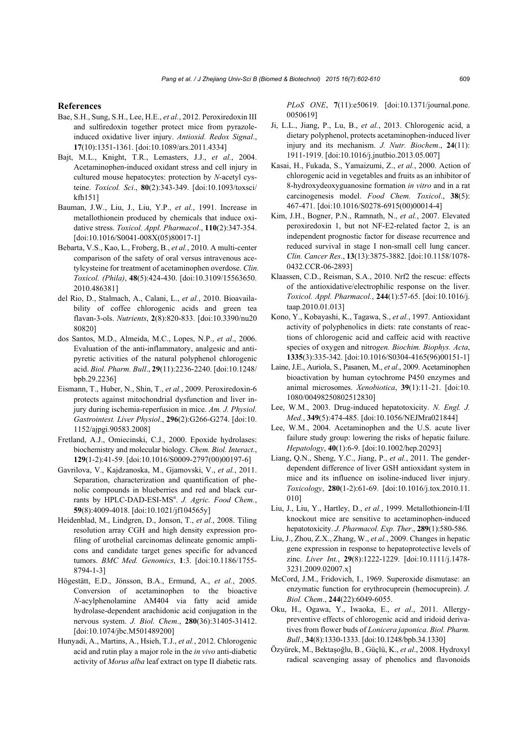## References

Bae, S.H., Sung, S.H., Lee, H.E., *et al.*, 2012. Peroxiredoxin III and sulfiredoxin together protect mice from pyrazole-induced oxidative liver injury. *Antioxid. Redox Signal*., **17**(10):1351-1361. [doi:10.1089/ars.2011.4334]

Bajt, M.L., Knight, T.R., Lemasters, J.J., *et al.*, 2004. Acetaminophen-induced oxidant stress and cell injury in cultured mouse hepatocytes: protection by *N*-acetyl cysteine. *Toxicol. Sci*., **80**(2):343-349. [doi:10.1093/toxsci/kfh151]

Bauman, J.W., Liu, J., Liu, Y.P., *et al.*, 1991. Increase in metallothionein produced by chemicals that induce oxidative stress. *Toxicol. Appl. Pharmacol*., **110**(2):347-354. [doi:10.1016/S0041-008X(05)80017-1]

Bebarta, V.S., Kao, L., Froberg, B., *et al.*, 2010. A multi-center comparison of the safety of oral versus intravenous acetylcysteine for treatment of acetaminophen overdose. *Clin. Toxicol. (Phila)*, **48**(5):424-430. [doi:10.3109/15563650.2010.486381]

del Rio, D., Stalmach, A., Calani, L., *et al.*, 2010. Bioavailability of coffee chlorogenic acids and green tea flavan-3-ols. *Nutrients*, **2**(8):820-833. [doi:10.3390/nu2080820]

dos Santos, M.D., Almeida, M.C., Lopes, N.P., *et al*., 2006. Evaluation of the anti-inflammatory, analgesic and antipyretic activities of the natural polyphenol chlorogenic acid. *Biol. Pharm. Bull*., **29**(11):2236-2240. [doi:10.1248/bpb.29.2236]

Eismann, T., Huber, N., Shin, T., *et al.*, 2009. Peroxiredoxin-6 protects against mitochondrial dysfunction and liver injury during ischemia-reperfusion in mice. *Am. J. Physiol. Gastrointest. Liver Physiol*., **296**(2):G266-G274. [doi:10.1152/ajpgi.90583.2008]

Fretland, A.J., Omiecinski, C.J., 2000. Epoxide hydrolases: biochemistry and molecular biology. *Chem. Biol. Interact*., **129**(1-2):41-59. [doi:10.1016/S0009-2797(00)00197-6]

Gavrilova, V., Kajdzanoska, M., Gjamovski, V., *et al.*, 2011. Separation, characterization and quantification of phenolic compounds in blueberries and red and black currants by HPLC-DAD-ESI-MS$^n$. *J. Agric. Food Chem.*, **59**(8):4009-4018. [doi:10.1021/jf104565y]

Heidenblad, M., Lindgren, D., Jonson, T., *et al.*, 2008. Tiling resolution array CGH and high density expression profiling of urothelial carcinomas delineate genomic amplicons and candidate target genes specific for advanced tumors. *BMC Med. Genomics*, **1**:3. [doi:10.1186/1755-8794-1-3]

Högestätt, E.D., Jönsson, B.A., Ermund, A., *et al.*, 2005. Conversion of acetaminophen to the bioactive *N*-acylphenolamine AM404 via fatty acid amide hydrolase-dependent arachidonic acid conjugation in the nervous system. *J. Biol. Chem*., **280**(36):31405-31412. [doi:10.1074/jbc.M501489200]

Hunyadi, A., Martins, A., Hsieh, T.J., *et al.*, 2012. Chlorogenic acid and rutin play a major role in the *in vivo* anti-diabetic activity of *Morus alba* leaf extract on type II diabetic rats. *PLoS ONE*, **7**(11):e50619. [doi:10.1371/journal.pone.0050619]

Ji, L.L., Jiang, P., Lu, B., *et al.*, 2013. Chlorogenic acid, a dietary polyphenol, protects acetaminophen-induced liver injury and its mechanism. *J. Nutr. Biochem*., **24**(11):1911-1919. [doi:10.1016/j.jnutbio.2013.05.007]

Kasai, H., Fukada, S., Yamaizumi, Z., *et al.*, 2000. Action of chlorogenic acid in vegetables and fruits as an inhibitor of 8-hydroxydeoxyguanosine formation *in vitro* and in a rat carcinogenesis model. *Food Chem. Toxicol*., **38**(5):467-471. [doi:10.1016/S0278-6915(00)00014-4]

Kim, J.H., Bogner, P.N., Ramnath, N., *et al.*, 2007. Elevated peroxiredoxin 1, but not NF-E2-related factor 2, is an independent prognostic factor for disease recurrence and reduced survival in stage I non-small cell lung cancer. *Clin. Cancer Res*., **13**(13):3875-3882. [doi:10.1158/1078-0432.CCR-06-2893]

Klaassen, C.D., Reisman, S.A., 2010. Nrf2 the rescue: effects of the antioxidative/electrophilic response on the liver. *Toxicol. Appl. Pharmacol.*, **244**(1):57-65. [doi:10.1016/j.taap.2010.01.013]

Kono, Y., Kobayashi, K., Tagawa, S., *et al.*, 1997. Antioxidant activity of polyphenolics in diets: rate constants of reactions of chlorogenic acid and caffeic acid with reactive species of oxygen and nitrogen. *Biochim. Biophys. Acta*, **1335**(3):335-342. [doi:10.1016/S0304-4165(96)00151-1]

Laine, J.E., Auriola, S., Pasanen, M., *et al*., 2009. Acetaminophen bioactivation by human cytochrome P450 enzymes and animal microsomes. *Xenobiotica*, **39**(1):11-21. [doi:10.1080/00498250802512830]

Lee, W.M., 2003. Drug-induced hepatotoxicity. *N. Engl. J. Med.*, **349**(5):474-485. [doi:10.1056/NEJMra021844]

Lee, W.M., 2004. Acetaminophen and the U.S. acute liver failure study group: lowering the risks of hepatic failure. *Hepatology*, **40**(1):6-9. [doi:10.1002/hep.20293]

Liang, Q.N., Sheng, Y.C., Jiang, P., *et al.*, 2011. The gender-dependent difference of liver GSH antioxidant system in mice and its influence on isoline-induced liver injury. *Toxicology*, **280**(1-2):61-69. [doi:10.1016/j.tox.2010.11.010]

Liu, J., Liu, Y., Hartley, D., *et al.*, 1999. Metallothionein-I/II knockout mice are sensitive to acetaminophen-induced hepatotoxicity. *J. Pharmacol. Exp. Ther*., **289**(1):580-586.

Liu, J., Zhou, Z.X., Zhang, W., *et al.*, 2009. Changes in hepatic gene expression in response to hepatoprotective levels of zinc. *Liver Int.*, **29**(8):1222-1229. [doi:10.1111/j.1478-3231.2009.02007.x]

McCord, J.M., Fridovich, I., 1969. Superoxide dismutase: an enzymatic function for erythrocuprein (hemocuprein). *J. Biol. Chem*., **244**(22):6049-6055.

Oku, H., Ogawa, Y., Iwaoka, E., *et al*., 2011. Allergy-preventive effects of chlorogenic acid and iridoid derivatives from flower buds of *Lonicera japonica*. *Biol. Pharm. Bull*., **34**(8):1330-1333. [doi:10.1248/bpb.34.1330]

Özyürek, M., Bektaşoğlu, B., Güçlü, K., *et al*., 2008. Hydroxyl radical scavenging assay of phenolics and flavonoids